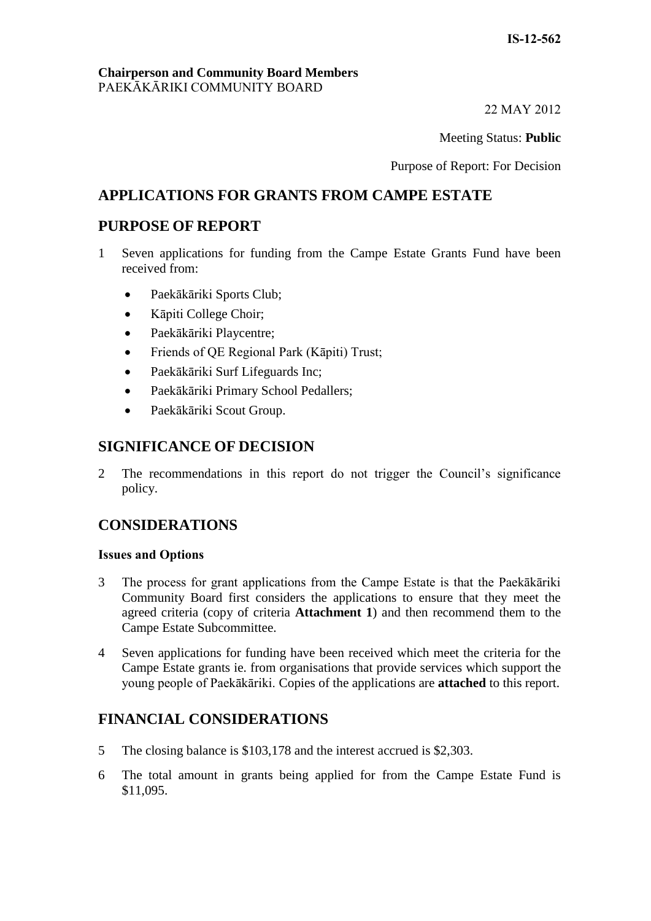IS-12-562

**Chairperson and Community Board Members**
PAEKĀKĀRIKI COMMUNITY BOARD

22 MAY 2012

Meeting Status: **Public**

Purpose of Report: For Decision

## APPLICATIONS FOR GRANTS FROM CAMPE ESTATE

## PURPOSE OF REPORT

1 Seven applications for funding from the Campe Estate Grants Fund have been received from:

- Paekākāriki Sports Club;
- Kāpiti College Choir;
- Paekākāriki Playcentre;
- Friends of QE Regional Park (Kāpiti) Trust;
- Paekākāriki Surf Lifeguards Inc;
- Paekākāriki Primary School Pedallers;
- Paekākāriki Scout Group.

## SIGNIFICANCE OF DECISION

2 The recommendations in this report do not trigger the Council's significance policy.

## CONSIDERATIONS

### Issues and Options

3 The process for grant applications from the Campe Estate is that the Paekākāriki Community Board first considers the applications to ensure that they meet the agreed criteria (copy of criteria **Attachment 1**) and then recommend them to the Campe Estate Subcommittee.

4 Seven applications for funding have been received which meet the criteria for the Campe Estate grants ie. from organisations that provide services which support the young people of Paekākāriki. Copies of the applications are **attached** to this report.

## FINANCIAL CONSIDERATIONS

5 The closing balance is $103,178 and the interest accrued is $2,303.

6 The total amount in grants being applied for from the Campe Estate Fund is $11,095.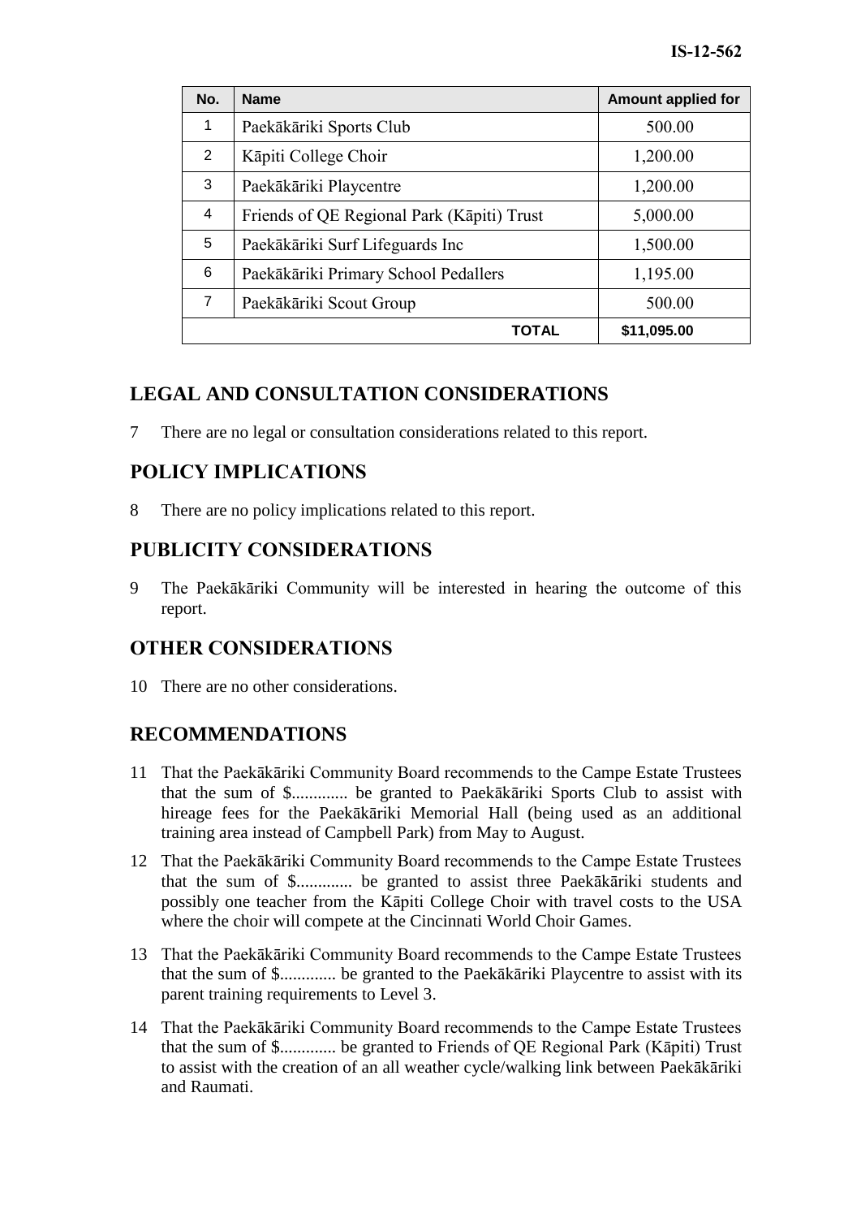| No. | Name | Amount applied for |
| --- | --- | --- |
| 1 | Paekākāriki Sports Club | 500.00 |
| 2 | Kāpiti College Choir | 1,200.00 |
| 3 | Paekākāriki Playcentre | 1,200.00 |
| 4 | Friends of QE Regional Park (Kāpiti) Trust | 5,000.00 |
| 5 | Paekākāriki Surf Lifeguards Inc | 1,500.00 |
| 6 | Paekākāriki Primary School Pedallers | 1,195.00 |
| 7 | Paekākāriki Scout Group | 500.00 |
| | **TOTAL** | **$11,095.00** |

## LEGAL AND CONSULTATION CONSIDERATIONS

7 There are no legal or consultation considerations related to this report.

## POLICY IMPLICATIONS

8 There are no policy implications related to this report.

## PUBLICITY CONSIDERATIONS

9 The Paekākāriki Community will be interested in hearing the outcome of this report.

## OTHER CONSIDERATIONS

10 There are no other considerations.

## RECOMMENDATIONS

11 That the Paekākāriki Community Board recommends to the Campe Estate Trustees that the sum of $............. be granted to Paekākāriki Sports Club to assist with hireage fees for the Paekākāriki Memorial Hall (being used as an additional training area instead of Campbell Park) from May to August.

12 That the Paekākāriki Community Board recommends to the Campe Estate Trustees that the sum of $............. be granted to assist three Paekākāriki students and possibly one teacher from the Kāpiti College Choir with travel costs to the USA where the choir will compete at the Cincinnati World Choir Games.

13 That the Paekākāriki Community Board recommends to the Campe Estate Trustees that the sum of $............. be granted to the Paekākāriki Playcentre to assist with its parent training requirements to Level 3.

14 That the Paekākāriki Community Board recommends to the Campe Estate Trustees that the sum of $............. be granted to Friends of QE Regional Park (Kāpiti) Trust to assist with the creation of an all weather cycle/walking link between Paekākāriki and Raumati.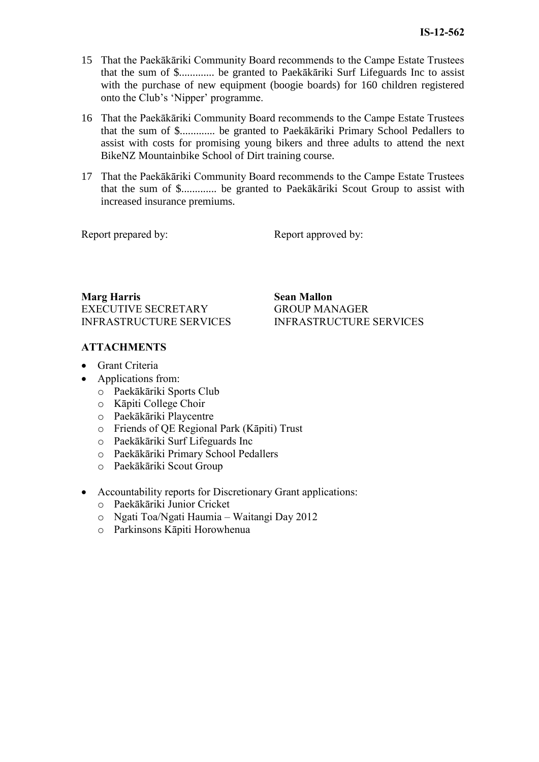15 That the Paekākāriki Community Board recommends to the Campe Estate Trustees that the sum of $............. be granted to Paekākāriki Surf Lifeguards Inc to assist with the purchase of new equipment (boogie boards) for 160 children registered onto the Club's 'Nipper' programme.

16 That the Paekākāriki Community Board recommends to the Campe Estate Trustees that the sum of $............. be granted to Paekākāriki Primary School Pedallers to assist with costs for promising young bikers and three adults to attend the next BikeNZ Mountainbike School of Dirt training course.

17 That the Paekākāriki Community Board recommends to the Campe Estate Trustees that the sum of $............. be granted to Paekākāriki Scout Group to assist with increased insurance premiums.

| Report prepared by: | Report approved by: |
|---|---|
| **Marg Harris** | **Sean Mallon** |
| EXECUTIVE SECRETARY | GROUP MANAGER |
| INFRASTRUCTURE SERVICES | INFRASTRUCTURE SERVICES |

**ATTACHMENTS**

- Grant Criteria
- Applications from:
  - Paekākāriki Sports Club
  - Kāpiti College Choir
  - Paekākāriki Playcentre
  - Friends of QE Regional Park (Kāpiti) Trust
  - Paekākāriki Surf Lifeguards Inc
  - Paekākāriki Primary School Pedallers
  - Paekākāriki Scout Group
- Accountability reports for Discretionary Grant applications:
  - Paekākāriki Junior Cricket
  - Ngati Toa/Ngati Haumia – Waitangi Day 2012
  - Parkinsons Kāpiti Horowhenua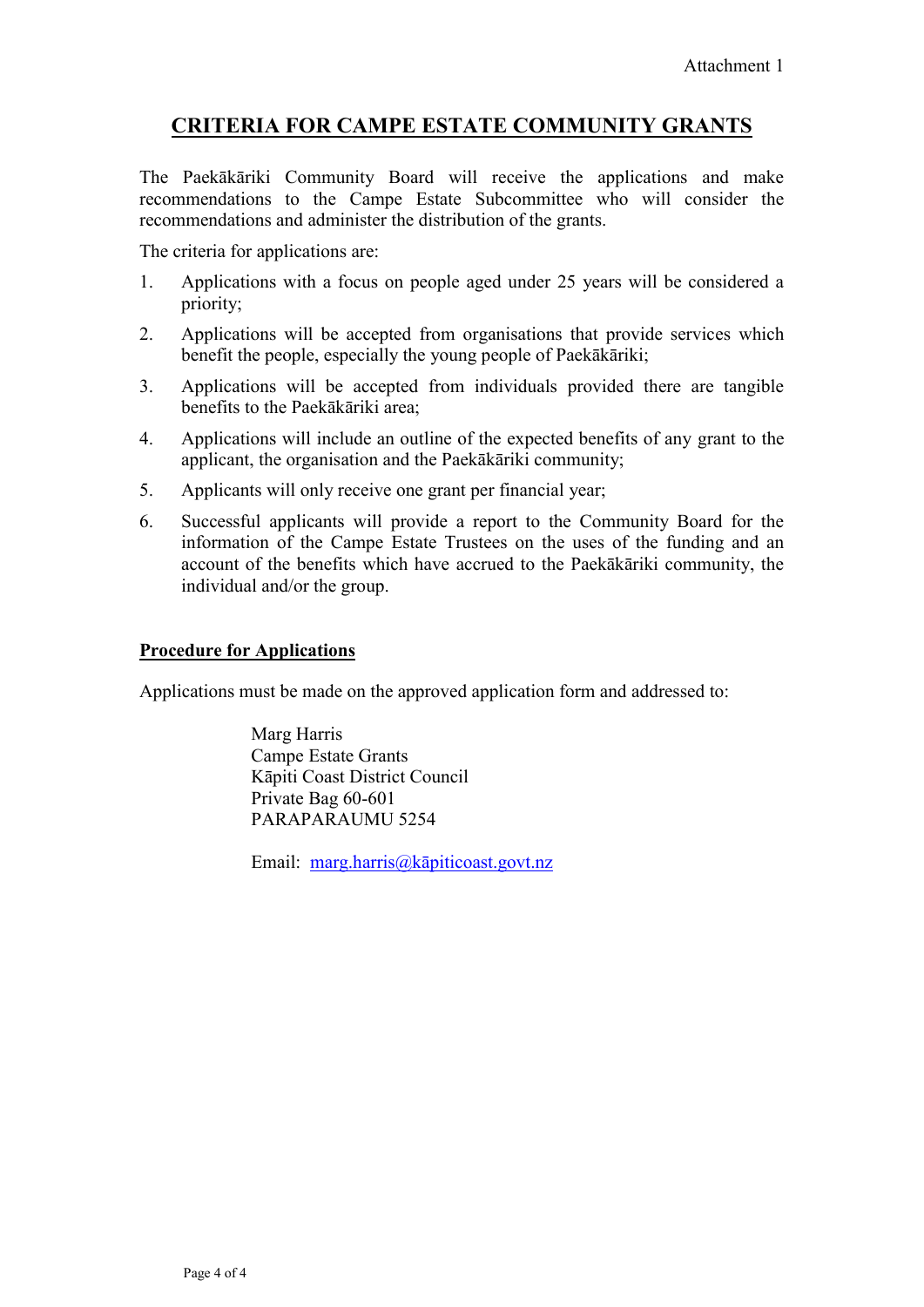Attachment 1

# CRITERIA FOR CAMPE ESTATE COMMUNITY GRANTS

The Paekākāriki Community Board will receive the applications and make recommendations to the Campe Estate Subcommittee who will consider the recommendations and administer the distribution of the grants.

The criteria for applications are:

1. Applications with a focus on people aged under 25 years will be considered a priority;
2. Applications will be accepted from organisations that provide services which benefit the people, especially the young people of Paekākāriki;
3. Applications will be accepted from individuals provided there are tangible benefits to the Paekākāriki area;
4. Applications will include an outline of the expected benefits of any grant to the applicant, the organisation and the Paekākāriki community;
5. Applicants will only receive one grant per financial year;
6. Successful applicants will provide a report to the Community Board for the information of the Campe Estate Trustees on the uses of the funding and an account of the benefits which have accrued to the Paekākāriki community, the individual and/or the group.

## Procedure for Applications

Applications must be made on the approved application form and addressed to:

Marg Harris
Campe Estate Grants
Kāpiti Coast District Council
Private Bag 60-601
PARAPARAUMU 5254

Email: marg.harris@kāpiticoast.govt.nz